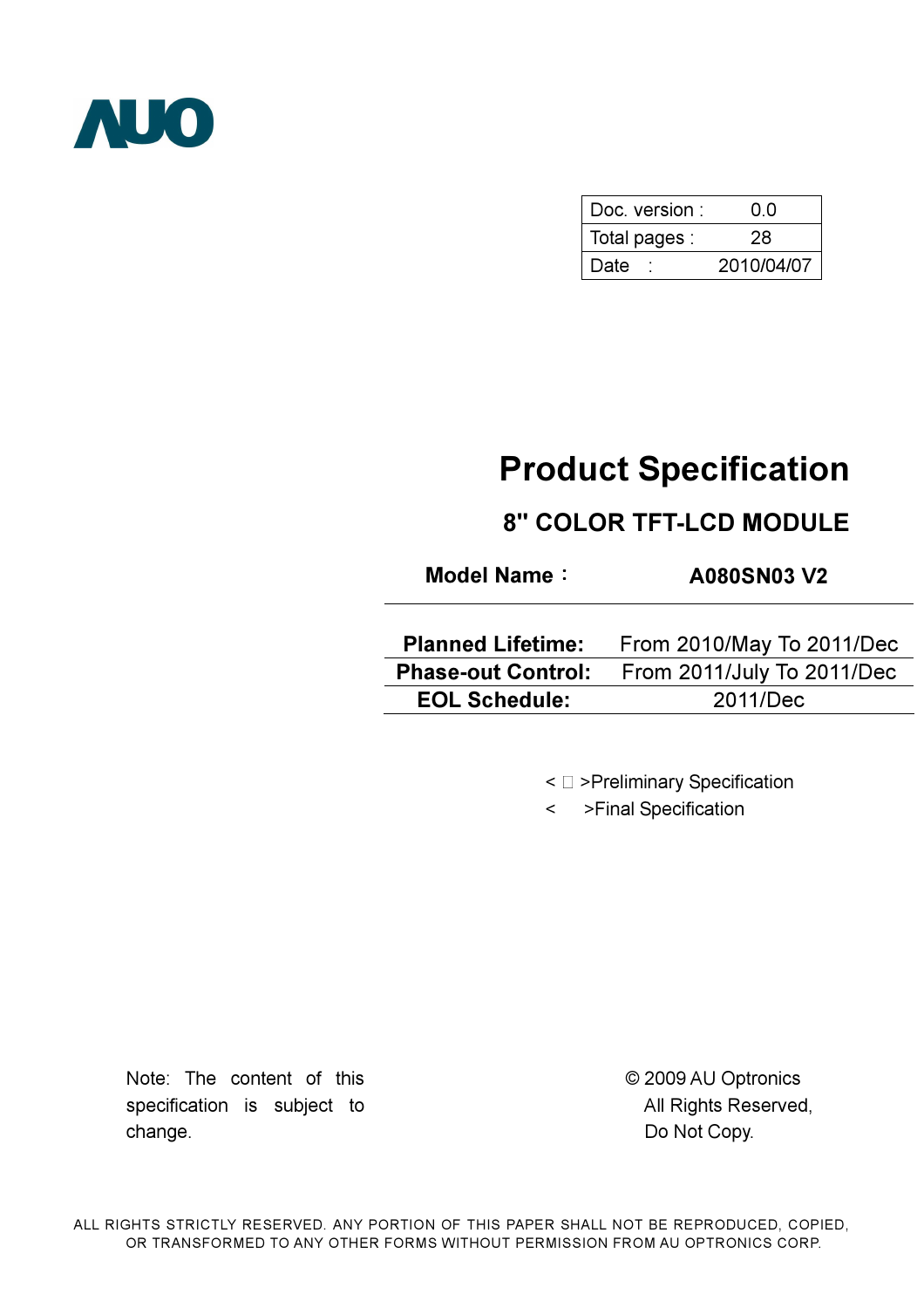AUO

| Doc. version : | 0.0 |
|---|---|
| Total pages : | 28 |
| Date : | 2010/04/07 |

# Product Specification

## 8" COLOR TFT-LCD MODULE

**Model Name：** **A080SN03 V2**

| **Planned Lifetime:** | From 2010/May To 2011/Dec |
|---|---|
| **Phase-out Control:** | From 2011/July To 2011/Dec |
| **EOL Schedule:** | 2011/Dec |

< □ >Preliminary Specification

< >Final Specification

Note: The content of this specification is subject to change.

© 2009 AU Optronics
All Rights Reserved,
Do Not Copy.

ALL RIGHTS STRICTLY RESERVED. ANY PORTION OF THIS PAPER SHALL NOT BE REPRODUCED, COPIED, OR TRANSFORMED TO ANY OTHER FORMS WITHOUT PERMISSION FROM AU OPTRONICS CORP.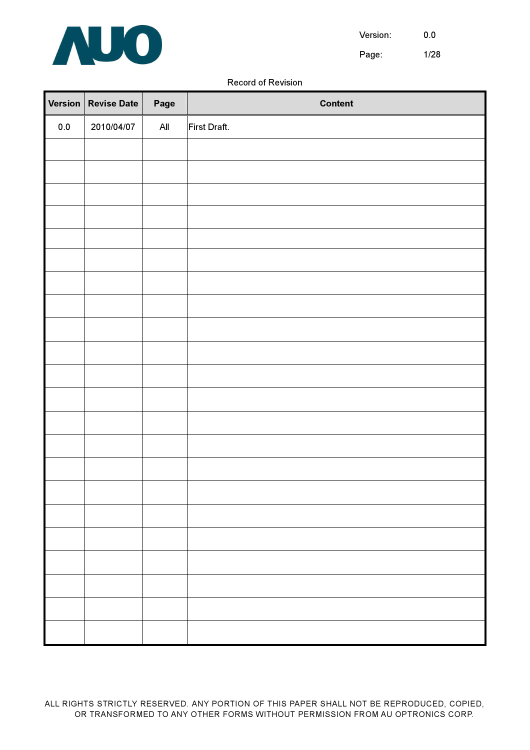Record of Revision

| Version | Revise Date | Page | Content |
|---|---|---|---|
| 0.0 | 2010/04/07 | All | First Draft. |
| | | | |
| | | | |
| | | | |
| | | | |
| | | | |
| | | | |
| | | | |
| | | | |
| | | | |
| | | | |
| | | | |
| | | | |
| | | | |
| | | | |
| | | | |
| | | | |
| | | | |
| | | | |
| | | | |
| | | | |
| | | | |
| | | | |
| | | | |

ALL RIGHTS STRICTLY RESERVED. ANY PORTION OF THIS PAPER SHALL NOT BE REPRODUCED, COPIED, OR TRANSFORMED TO ANY OTHER FORMS WITHOUT PERMISSION FROM AU OPTRONICS CORP.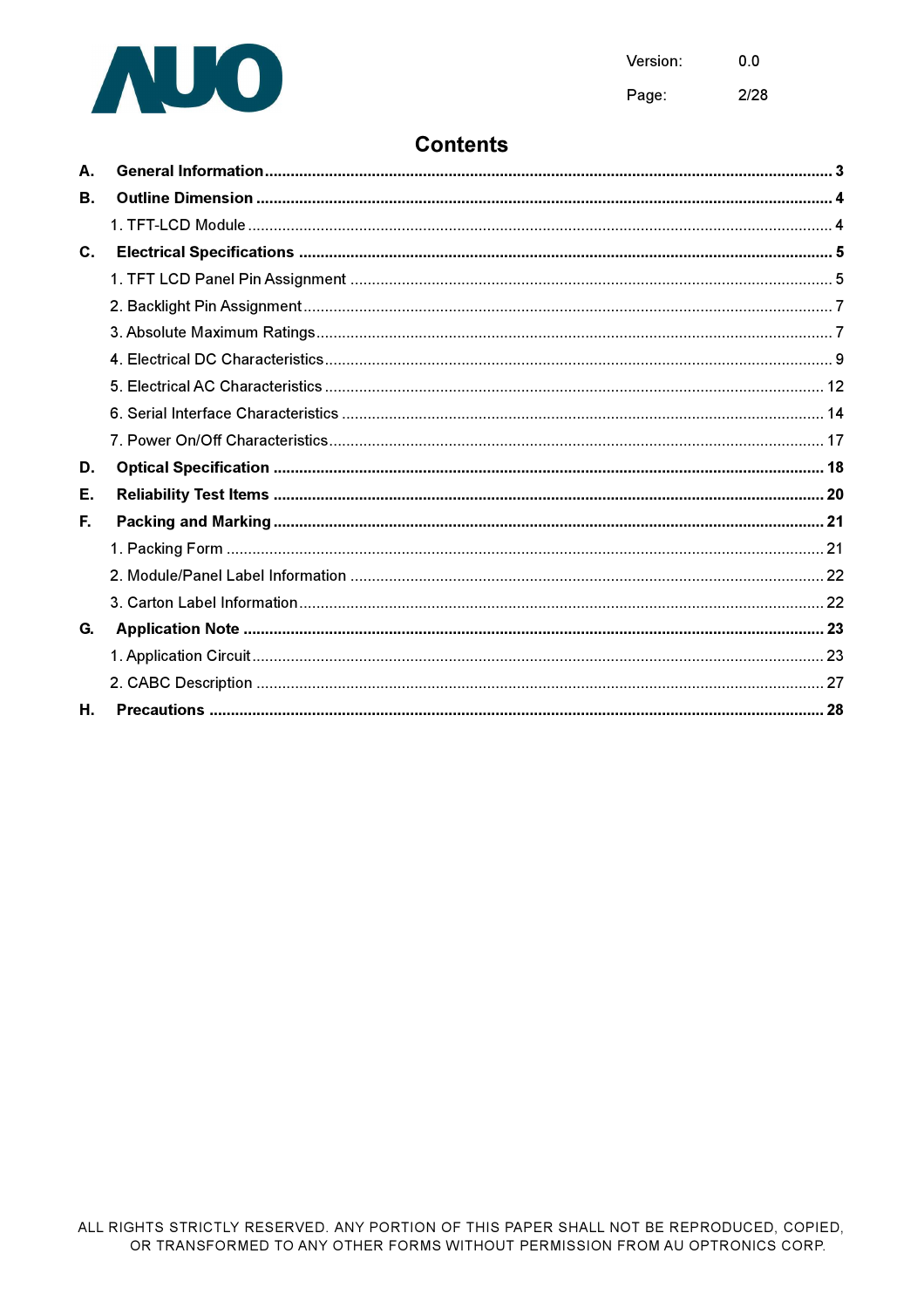# Contents

**A. General Information** .......... **3**

**B. Outline Dimension** .......... **4**

1. TFT-LCD Module .......... 4

**C. Electrical Specifications** .......... **5**

1. TFT LCD Panel Pin Assignment .......... 5
2. Backlight Pin Assignment .......... 7
3. Absolute Maximum Ratings .......... 7
4. Electrical DC Characteristics .......... 9
5. Electrical AC Characteristics .......... 12
6. Serial Interface Characteristics .......... 14
7. Power On/Off Characteristics .......... 17

**D. Optical Specification** .......... **18**

**E. Reliability Test Items** .......... **20**

**F. Packing and Marking** .......... **21**

1. Packing Form .......... 21
2. Module/Panel Label Information .......... 22
3. Carton Label Information .......... 22

**G. Application Note** .......... **23**

1. Application Circuit .......... 23
2. CABC Description .......... 27

**H. Precautions** .......... **28**

ALL RIGHTS STRICTLY RESERVED. ANY PORTION OF THIS PAPER SHALL NOT BE REPRODUCED, COPIED, OR TRANSFORMED TO ANY OTHER FORMS WITHOUT PERMISSION FROM AU OPTRONICS CORP.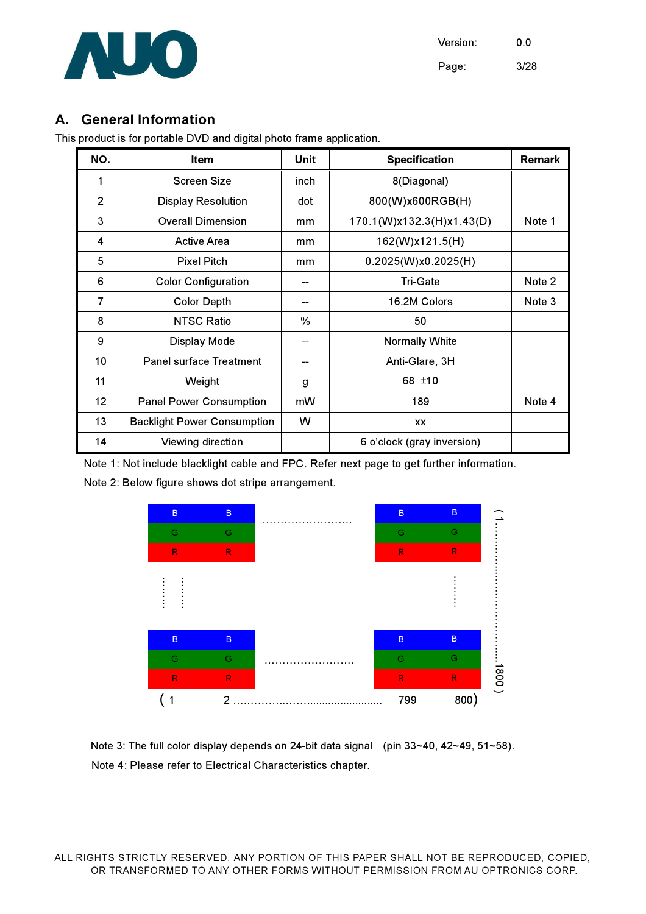## A. General Information

This product is for portable DVD and digital photo frame application.

| NO. | Item | Unit | Specification | Remark |
|---|---|---|---|---|
| 1 | Screen Size | inch | 8(Diagonal) | |
| 2 | Display Resolution | dot | 800(W)x600RGB(H) | |
| 3 | Overall Dimension | mm | 170.1(W)x132.3(H)x1.43(D) | Note 1 |
| 4 | Active Area | mm | 162(W)x121.5(H) | |
| 5 | Pixel Pitch | mm | 0.2025(W)x0.2025(H) | |
| 6 | Color Configuration | -- | Tri-Gate | Note 2 |
| 7 | Color Depth | -- | 16.2M Colors | Note 3 |
| 8 | NTSC Ratio | % | 50 | |
| 9 | Display Mode | -- | Normally White | |
| 10 | Panel surface Treatment | -- | Anti-Glare, 3H | |
| 11 | Weight | g | 68 ±10 | |
| 12 | Panel Power Consumption | mW | 189 | Note 4 |
| 13 | Backlight Power Consumption | W | xx | |
| 14 | Viewing direction | | 6 o'clock (gray inversion) | |

Note 1: Not include blacklight cable and FPC. Refer next page to get further information.

Note 2: Below figure shows dot stripe arrangement.

| B | B | ......... | B | B |
|---|---|---|---|---|
| G | G | | G | G |
| R | R | | R | R |
| ⋮ | ⋮ | | ⋮ | |
| B | B | ......... | B | B |
| G | G | | G | G |
| R | R | | R | R |
| ( 1 | 2 ......... | | 799 | 800 ) |

(1 .......... 1800 ) (vertical)

Note 3: The full color display depends on 24-bit data signal (pin 33~40, 42~49, 51~58).

Note 4: Please refer to Electrical Characteristics chapter.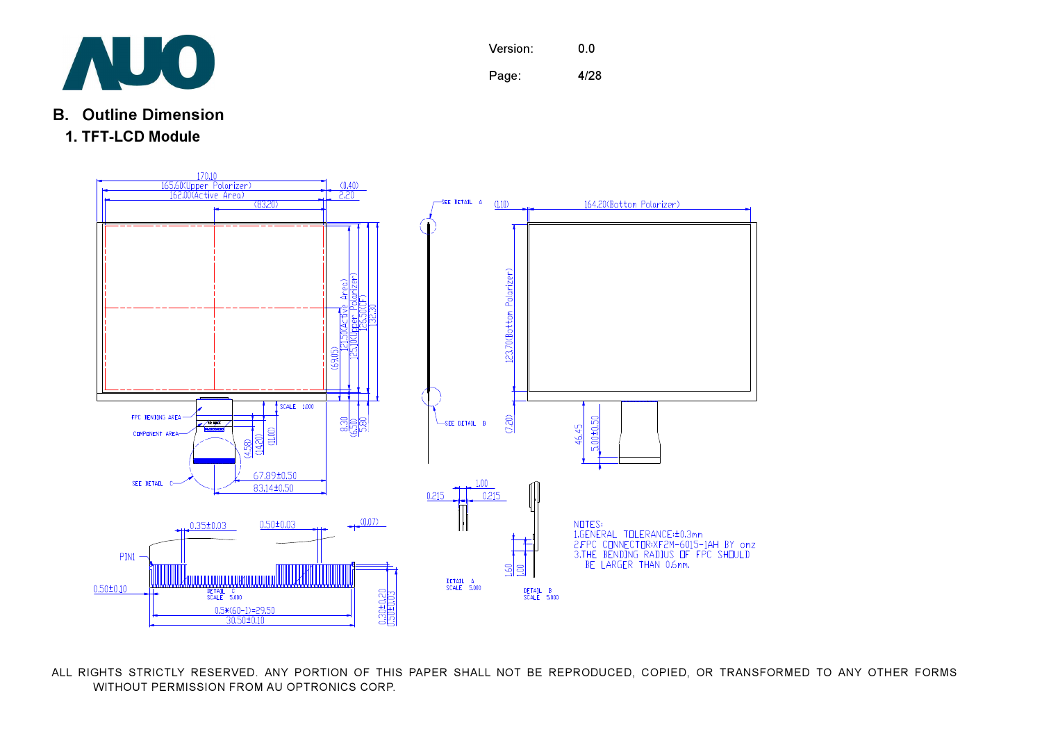## B. Outline Dimension

### 1. TFT-LCD Module

NOTES:
1.GENERAL TOLERANCE:±0.3mm
2.FPC CONNECTOR:XF2M-6015-1AH BY omz
3.THE BENDING RADIUS OF FPC SHOULD BE LARGER THAN 0.6mm.

ALL RIGHTS STRICTLY RESERVED. ANY PORTION OF THIS PAPER SHALL NOT BE REPRODUCED, COPIED, OR TRANSFORMED TO ANY OTHER FORMS WITHOUT PERMISSION FROM AU OPTRONICS CORP.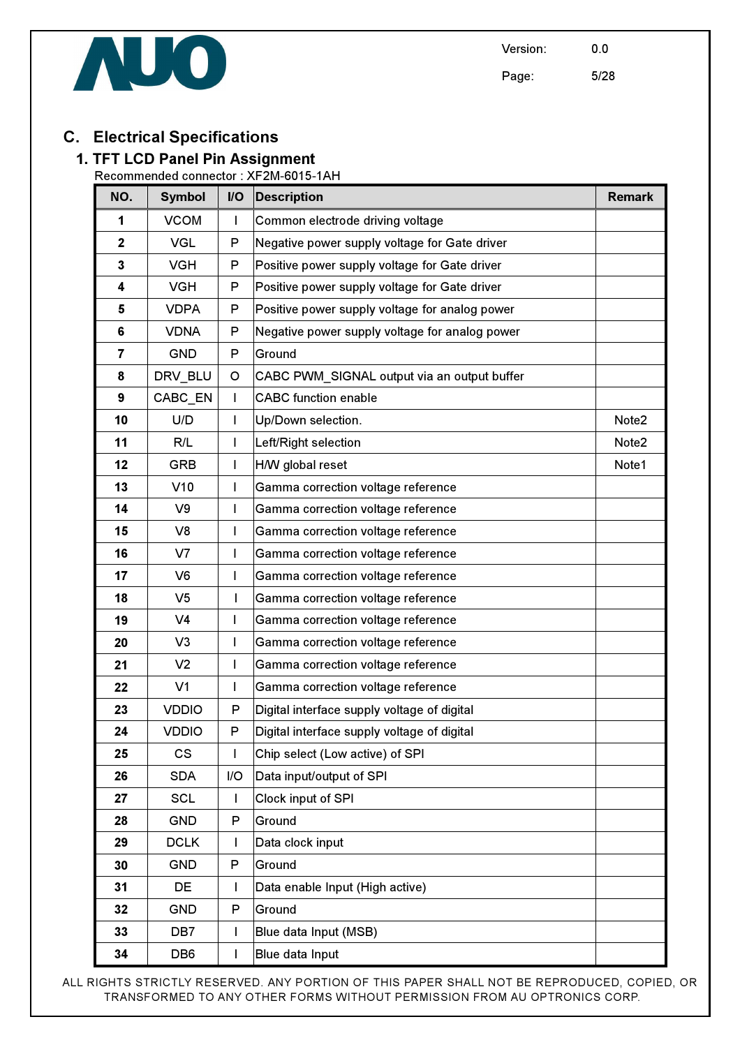## C. Electrical Specifications

### 1. TFT LCD Panel Pin Assignment

Recommended connector : XF2M-6015-1AH

| NO. | Symbol | I/O | Description | Remark |
|---|---|---|---|---|
| 1 | VCOM | I | Common electrode driving voltage | |
| 2 | VGL | P | Negative power supply voltage for Gate driver | |
| 3 | VGH | P | Positive power supply voltage for Gate driver | |
| 4 | VGH | P | Positive power supply voltage for Gate driver | |
| 5 | VDPA | P | Positive power supply voltage for analog power | |
| 6 | VDNA | P | Negative power supply voltage for analog power | |
| 7 | GND | P | Ground | |
| 8 | DRV_BLU | O | CABC PWM_SIGNAL output via an output buffer | |
| 9 | CABC_EN | I | CABC function enable | |
| 10 | U/D | I | Up/Down selection. | Note2 |
| 11 | R/L | I | Left/Right selection | Note2 |
| 12 | GRB | I | H/W global reset | Note1 |
| 13 | V10 | I | Gamma correction voltage reference | |
| 14 | V9 | I | Gamma correction voltage reference | |
| 15 | V8 | I | Gamma correction voltage reference | |
| 16 | V7 | I | Gamma correction voltage reference | |
| 17 | V6 | I | Gamma correction voltage reference | |
| 18 | V5 | I | Gamma correction voltage reference | |
| 19 | V4 | I | Gamma correction voltage reference | |
| 20 | V3 | I | Gamma correction voltage reference | |
| 21 | V2 | I | Gamma correction voltage reference | |
| 22 | V1 | I | Gamma correction voltage reference | |
| 23 | VDDIO | P | Digital interface supply voltage of digital | |
| 24 | VDDIO | P | Digital interface supply voltage of digital | |
| 25 | CS | I | Chip select (Low active) of SPI | |
| 26 | SDA | I/O | Data input/output of SPI | |
| 27 | SCL | I | Clock input of SPI | |
| 28 | GND | P | Ground | |
| 29 | DCLK | I | Data clock input | |
| 30 | GND | P | Ground | |
| 31 | DE | I | Data enable Input (High active) | |
| 32 | GND | P | Ground | |
| 33 | DB7 | I | Blue data Input (MSB) | |
| 34 | DB6 | I | Blue data Input | |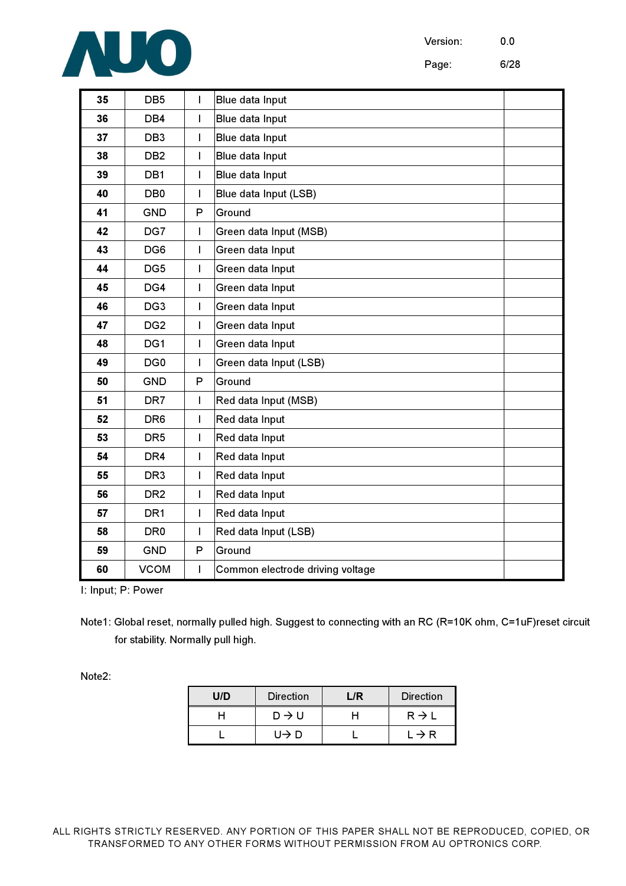| 35 | DB5 | I | Blue data Input | |
|---|---|---|---|---|
| 36 | DB4 | I | Blue data Input | |
| 37 | DB3 | I | Blue data Input | |
| 38 | DB2 | I | Blue data Input | |
| 39 | DB1 | I | Blue data Input | |
| 40 | DB0 | I | Blue data Input (LSB) | |
| 41 | GND | P | Ground | |
| 42 | DG7 | I | Green data Input (MSB) | |
| 43 | DG6 | I | Green data Input | |
| 44 | DG5 | I | Green data Input | |
| 45 | DG4 | I | Green data Input | |
| 46 | DG3 | I | Green data Input | |
| 47 | DG2 | I | Green data Input | |
| 48 | DG1 | I | Green data Input | |
| 49 | DG0 | I | Green data Input (LSB) | |
| 50 | GND | P | Ground | |
| 51 | DR7 | I | Red data Input (MSB) | |
| 52 | DR6 | I | Red data Input | |
| 53 | DR5 | I | Red data Input | |
| 54 | DR4 | I | Red data Input | |
| 55 | DR3 | I | Red data Input | |
| 56 | DR2 | I | Red data Input | |
| 57 | DR1 | I | Red data Input | |
| 58 | DR0 | I | Red data Input (LSB) | |
| 59 | GND | P | Ground | |
| 60 | VCOM | I | Common electrode driving voltage | |

I: Input; P: Power

Note1: Global reset, normally pulled high. Suggest to connecting with an RC (R=10K ohm, C=1uF)reset circuit for stability. Normally pull high.

Note2:

| U/D | Direction | L/R | Direction |
|---|---|---|---|
| H | D → U | H | R → L |
| L | U→ D | L | L → R |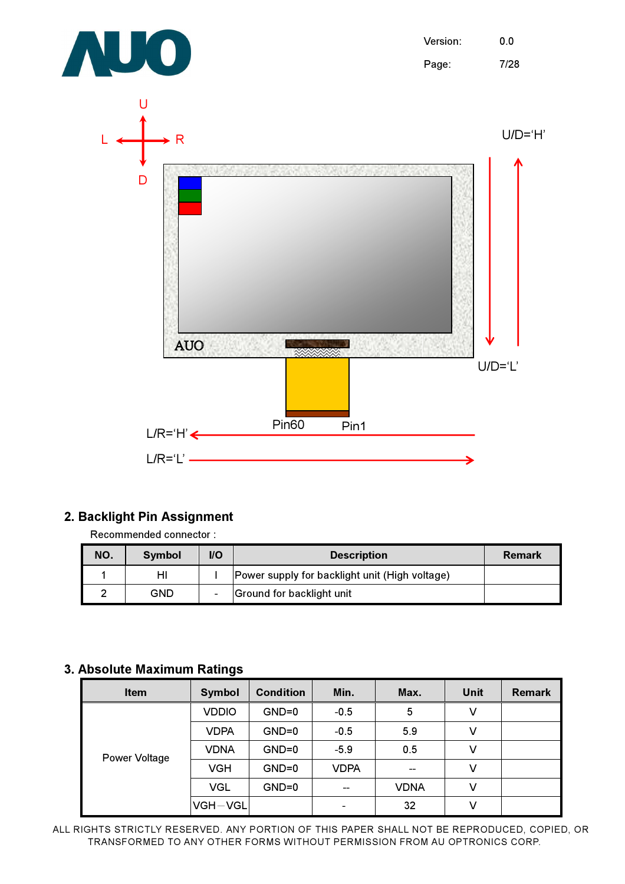## 2. Backlight Pin Assignment

Recommended connector :

| NO. | Symbol | I/O | Description | Remark |
|---|---|---|---|---|
| 1 | HI | I | Power supply for backlight unit (High voltage) | |
| 2 | GND | - | Ground for backlight unit | |

## 3. Absolute Maximum Ratings

| Item | Symbol | Condition | Min. | Max. | Unit | Remark |
|---|---|---|---|---|---|---|
| Power Voltage | VDDIO | GND=0 | -0.5 | 5 | V | |
| | VDPA | GND=0 | -0.5 | 5.9 | V | |
| | VDNA | GND=0 | -5.9 | 0.5 | V | |
| | VGH | GND=0 | VDPA | -- | V | |
| | VGL | GND=0 | -- | VDNA | V | |
| | VGH－VGL | | - | 32 | V | |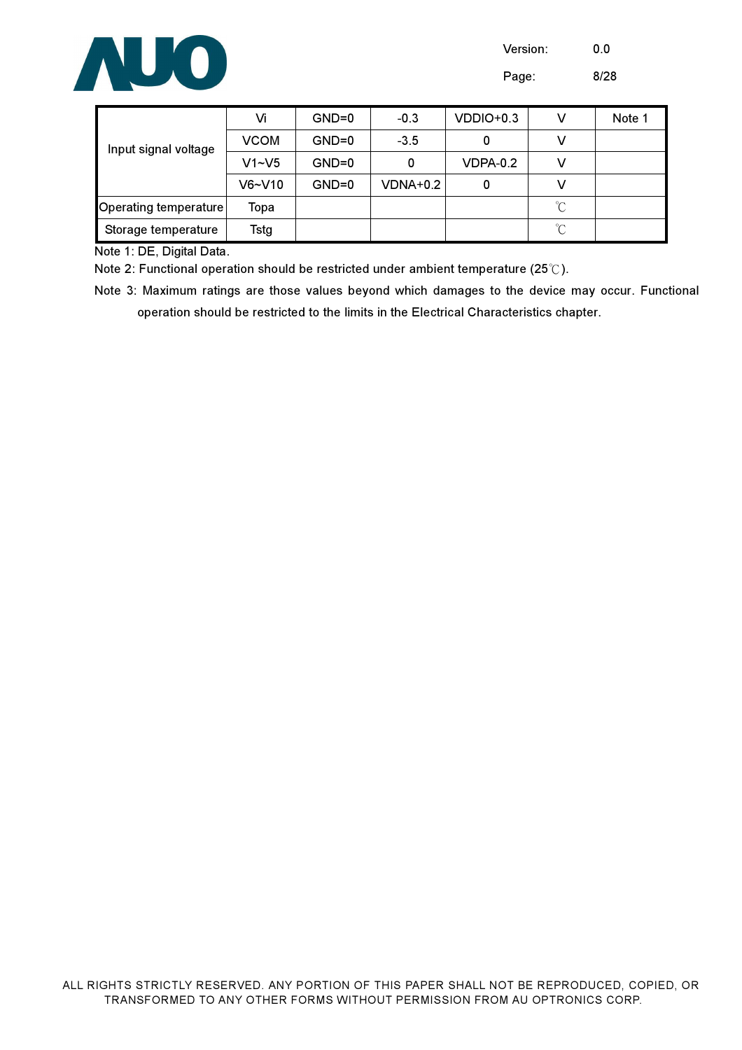| Input signal voltage | Vi | GND=0 | -0.3 | VDDIO+0.3 | V | Note 1 |
|---|---|---|---|---|---|---|
| | VCOM | GND=0 | -3.5 | 0 | V | |
| | V1~V5 | GND=0 | 0 | VDPA-0.2 | V | |
| | V6~V10 | GND=0 | VDNA+0.2 | 0 | V | |
| Operating temperature | Topa | | | | ℃ | |
| Storage temperature | Tstg | | | | ℃ | |

Note 1: DE, Digital Data.

Note 2: Functional operation should be restricted under ambient temperature (25℃).

Note 3: Maximum ratings are those values beyond which damages to the device may occur. Functional operation should be restricted to the limits in the Electrical Characteristics chapter.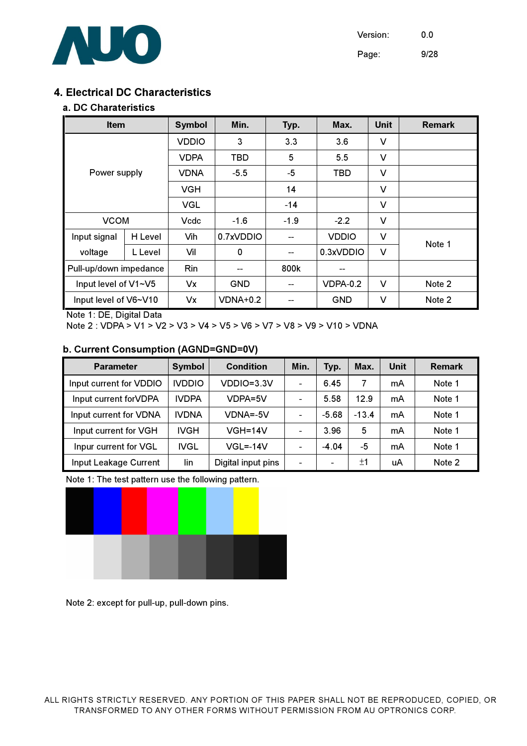## 4. Electrical DC Characteristics

### a. DC Charateristics

| Item | | Symbol | Min. | Typ. | Max. | Unit | Remark |
|---|---|---|---|---|---|---|---|
| Power supply | | VDDIO | 3 | 3.3 | 3.6 | V | |
| | | VDPA | TBD | 5 | 5.5 | V | |
| | | VDNA | -5.5 | -5 | TBD | V | |
| | | VGH | | 14 | | V | |
| | | VGL | | -14 | | V | |
| VCOM | | Vcdc | -1.6 | -1.9 | -2.2 | V | |
| Input signal voltage | H Level | Vih | 0.7xVDDIO | -- | VDDIO | V | Note 1 |
| | L Level | Vil | 0 | -- | 0.3xVDDIO | V | |
| Pull-up/down impedance | | Rin | -- | 800k | -- | | |
| Input level of V1~V5 | | Vx | GND | -- | VDPA-0.2 | V | Note 2 |
| Input level of V6~V10 | | Vx | VDNA+0.2 | -- | GND | V | Note 2 |

Note 1: DE, Digital Data

Note 2 : VDPA > V1 > V2 > V3 > V4 > V5 > V6 > V7 > V8 > V9 > V10 > VDNA

### b. Current Consumption (AGND=GND=0V)

| Parameter | Symbol | Condition | Min. | Typ. | Max. | Unit | Remark |
|---|---|---|---|---|---|---|---|
| Input current for VDDIO | IVDDIO | VDDIO=3.3V | - | 6.45 | 7 | mA | Note 1 |
| Input current forVDPA | IVDPA | VDPA=5V | - | 5.58 | 12.9 | mA | Note 1 |
| Input current for VDNA | IVDNA | VDNA=-5V | - | -5.68 | -13.4 | mA | Note 1 |
| Input current for VGH | IVGH | VGH=14V | - | 3.96 | 5 | mA | Note 1 |
| Inpur current for VGL | IVGL | VGL=-14V | - | -4.04 | -5 | mA | Note 1 |
| Input Leakage Current | Iin | Digital input pins | - | - | ±1 | uA | Note 2 |

Note 1: The test pattern use the following pattern.

Note 2: except for pull-up, pull-down pins.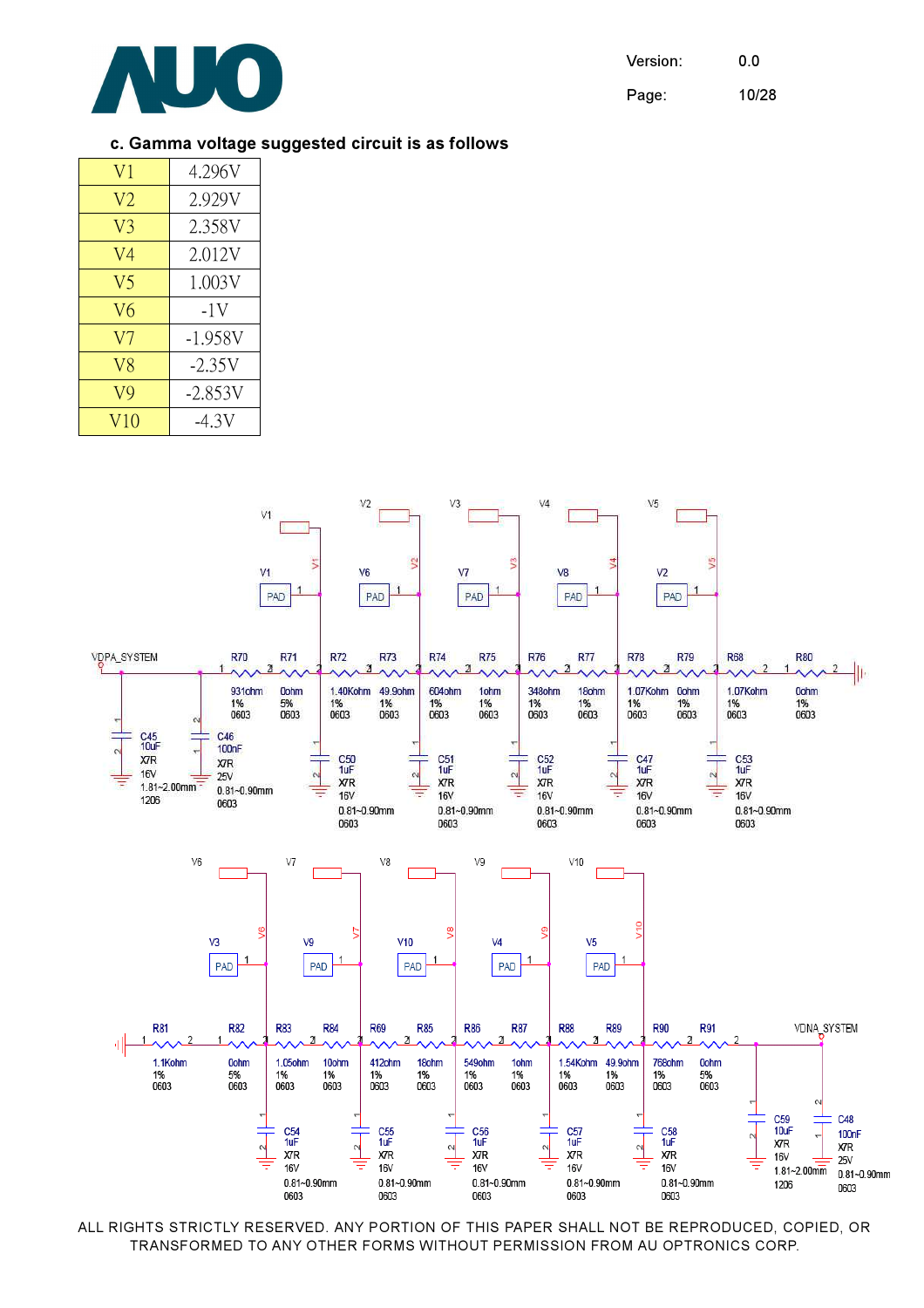c. Gamma voltage suggested circuit is as follows

| V1 | 4.296V |
|---|---|
| V2 | 2.929V |
| V3 | 2.358V |
| V4 | 2.012V |
| V5 | 1.003V |
| V6 | -1V |
| V7 | -1.958V |
| V8 | -2.35V |
| V9 | -2.853V |
| V10 | -4.3V |

VDPA_SYSTEM

R70 931ohm 1% 0603, R71 0ohm 5% 0603, R72 1.40Kohm 1% 0603, R73 49.9ohm 1% 0603, R74 604ohm 1% 0603, R75 1ohm 1% 0603, R76 348ohm 1% 0603, R77 18ohm 1% 0603, R78 1.07Kohm 1% 0603, R79 0ohm 1% 0603, R68 1.07Kohm 1% 0603, R80 0ohm 1% 0603

C45 10uF X7R 16V 1.81~2.00mm 1206; C46 100nF X7R 25V 0.81~0.90mm 0603

C50, C51, C52, C47, C53: 1uF X7R 16V 0.81~0.90mm 0603

V1 PAD, V6 PAD, V7 PAD, V8 PAD, V2 PAD

R81 1.1Kohm 1% 0603, R82 0ohm 5% 0603, R83 1.05ohm 1% 0603, R84 10ohm 1% 0603, R69 412ohm 1% 0603, R85 18ohm 1% 0603, R86 549ohm 1% 0603, R87 1ohm 1% 0603, R88 1.54Kohm 1% 0603, R89 49.9ohm 1% 0603, R90 768ohm 1% 0603, R91 0ohm 5% 0603

C54, C55, C56, C57, C58: 1uF X7R 16V 0.81~0.90mm 0603

C59 10uF X7R 16V 1.81~2.00mm 1206; C48 100nF X7R 25V 0.81~0.90mm 0603

V3 PAD, V9 PAD, V10 PAD, V4 PAD, V5 PAD

VDNA_SYSTEM

ALL RIGHTS STRICTLY RESERVED. ANY PORTION OF THIS PAPER SHALL NOT BE REPRODUCED, COPIED, OR TRANSFORMED TO ANY OTHER FORMS WITHOUT PERMISSION FROM AU OPTRONICS CORP.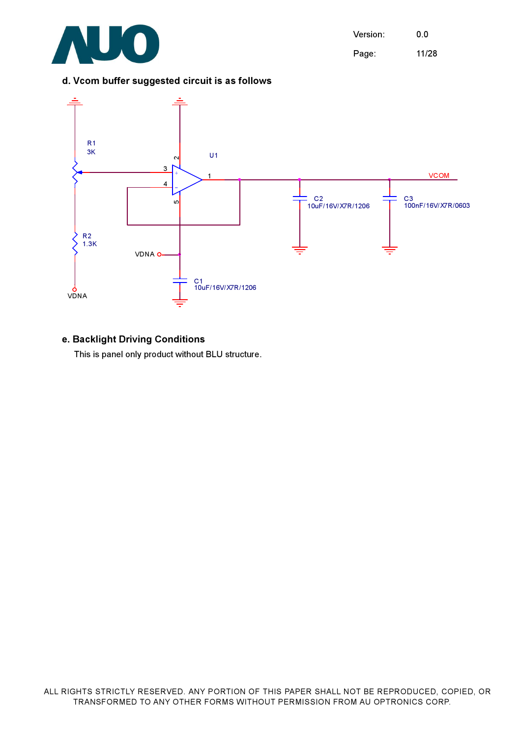d. Vcom buffer suggested circuit is as follows

R1
3K

R2
1.3K

VDNA

U1

VDNA

C1
10uF/16V/X7R/1206

C2
10uF/16V/X7R/1206

C3
100nF/16V/X7R/0603

VCOM

e. Backlight Driving Conditions

This is panel only product without BLU structure.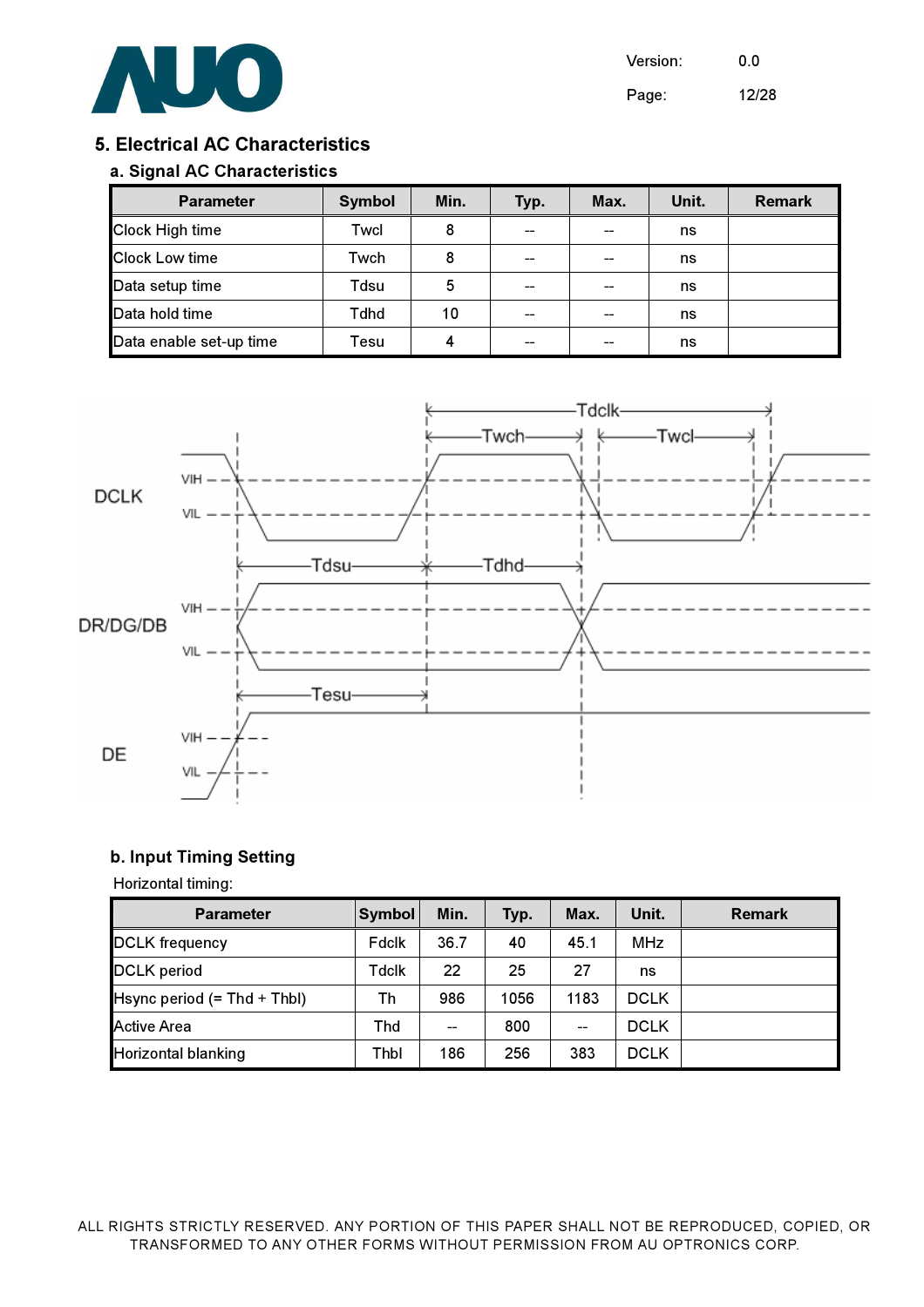## 5. Electrical AC Characteristics

### a. Signal AC Characteristics

| Parameter | Symbol | Min. | Typ. | Max. | Unit. | Remark |
|---|---|---|---|---|---|---|
| Clock High time | Twcl | 8 | -- | -- | ns | |
| Clock Low time | Twch | 8 | -- | -- | ns | |
| Data setup time | Tdsu | 5 | -- | -- | ns | |
| Data hold time | Tdhd | 10 | -- | -- | ns | |
| Data enable set-up time | Tesu | 4 | -- | -- | ns | |

### b. Input Timing Setting

Horizontal timing:

| Parameter | Symbol | Min. | Typ. | Max. | Unit. | Remark |
|---|---|---|---|---|---|---|
| DCLK frequency | Fdclk | 36.7 | 40 | 45.1 | MHz | |
| DCLK period | Tdclk | 22 | 25 | 27 | ns | |
| Hsync period (= Thd + Thbl) | Th | 986 | 1056 | 1183 | DCLK | |
| Active Area | Thd | -- | 800 | -- | DCLK | |
| Horizontal blanking | Thbl | 186 | 256 | 383 | DCLK | |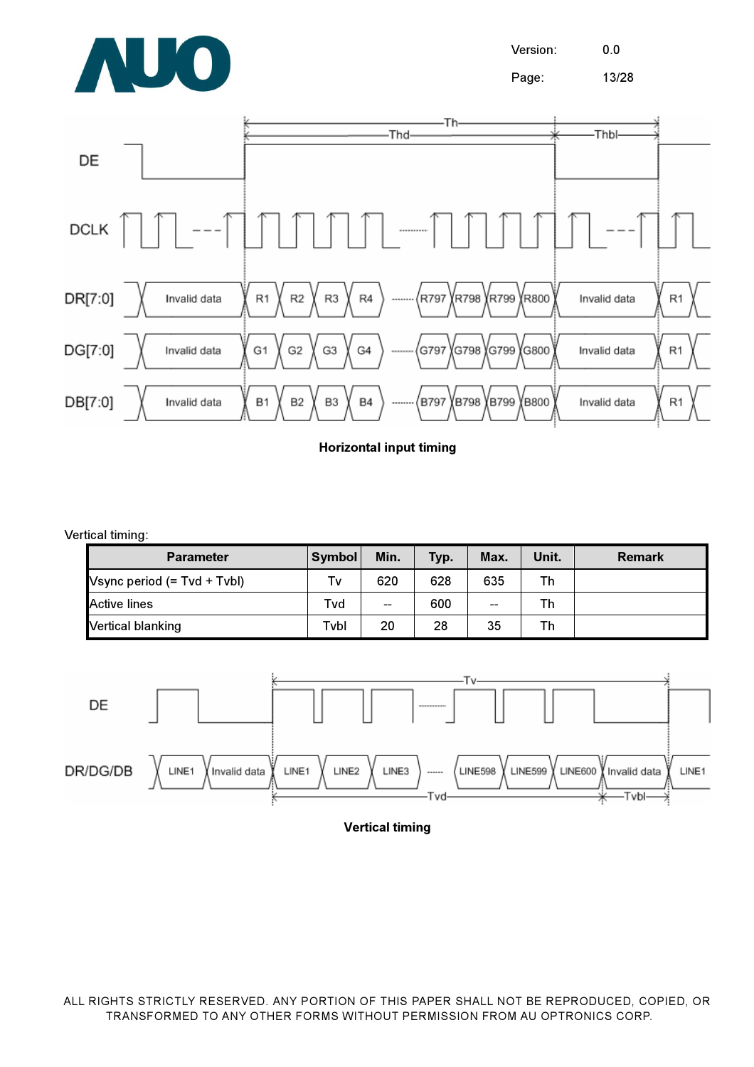Horizontal input timing

Vertical timing:

| Parameter | Symbol | Min. | Typ. | Max. | Unit. | Remark |
|---|---|---|---|---|---|---|
| Vsync period (= Tvd + Tvbl) | Tv | 620 | 628 | 635 | Th | |
| Active lines | Tvd | -- | 600 | -- | Th | |
| Vertical blanking | Tvbl | 20 | 28 | 35 | Th | |

Vertical timing

ALL RIGHTS STRICTLY RESERVED. ANY PORTION OF THIS PAPER SHALL NOT BE REPRODUCED, COPIED, OR TRANSFORMED TO ANY OTHER FORMS WITHOUT PERMISSION FROM AU OPTRONICS CORP.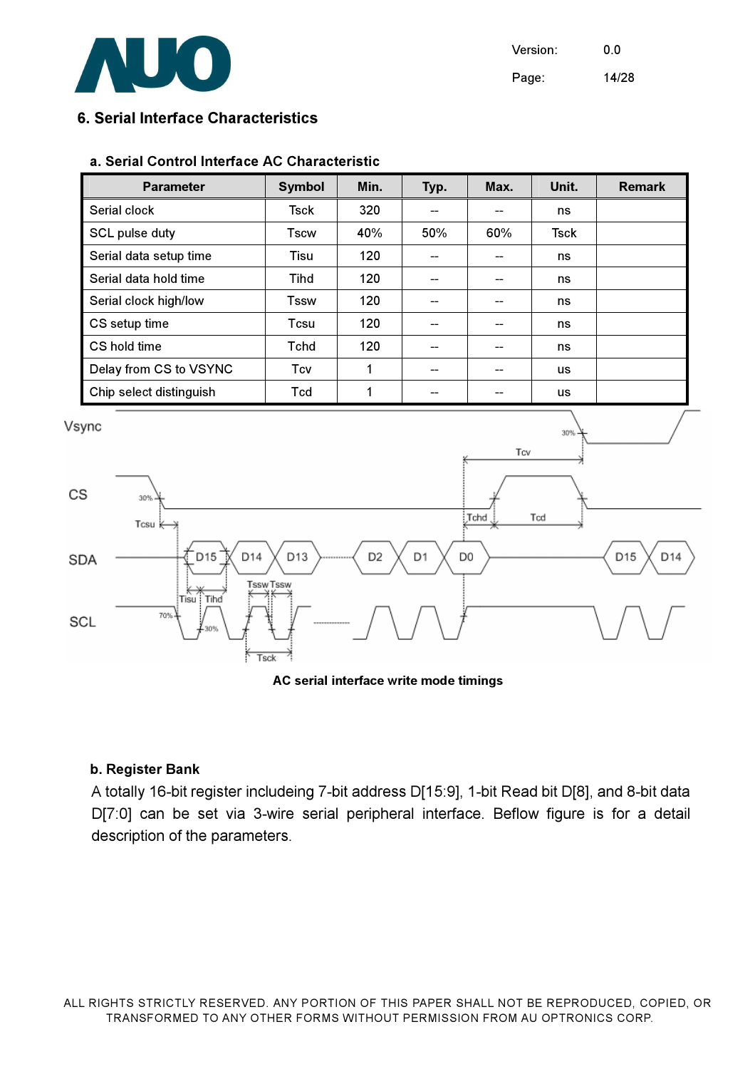## 6. Serial Interface Characteristics

### a. Serial Control Interface AC Characteristic

| Parameter | Symbol | Min. | Typ. | Max. | Unit. | Remark |
|---|---|---|---|---|---|---|
| Serial clock | Tsck | 320 | -- | -- | ns | |
| SCL pulse duty | Tscw | 40% | 50% | 60% | Tsck | |
| Serial data setup time | Tisu | 120 | -- | -- | ns | |
| Serial data hold time | Tihd | 120 | -- | -- | ns | |
| Serial clock high/low | Tssw | 120 | -- | -- | ns | |
| CS setup time | Tcsu | 120 | -- | -- | ns | |
| CS hold time | Tchd | 120 | -- | -- | ns | |
| Delay from CS to VSYNC | Tcv | 1 | -- | -- | us | |
| Chip select distinguish | Tcd | 1 | -- | -- | us | |

AC serial interface write mode timings

### b. Register Bank

A totally 16-bit register includeing 7-bit address D[15:9], 1-bit Read bit D[8], and 8-bit data D[7:0] can be set via 3-wire serial peripheral interface. Beflow figure is for a detail description of the parameters.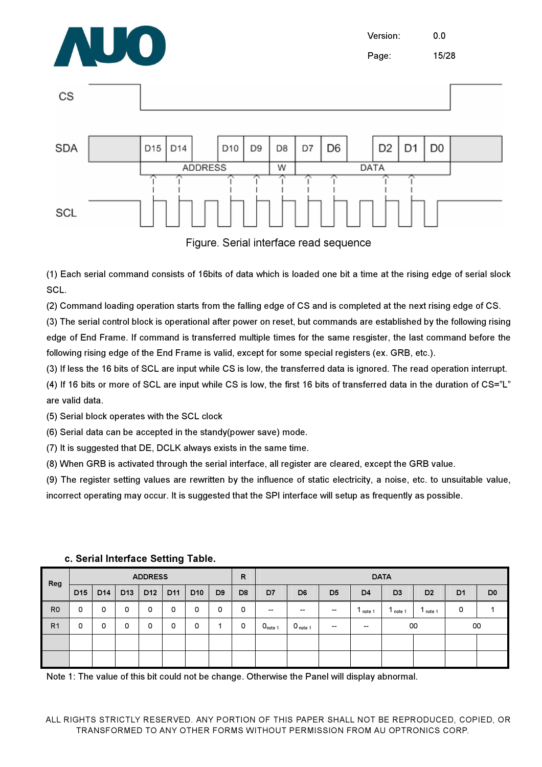Figure. Serial interface read sequence

(1) Each serial command consists of 16bits of data which is loaded one bit a time at the rising edge of serial slock SCL.

(2) Command loading operation starts from the falling edge of CS and is completed at the next rising edge of CS.

(3) The serial control block is operational after power on reset, but commands are established by the following rising edge of End Frame. If command is transferred multiple times for the same resgister, the last command before the following rising edge of the End Frame is valid, except for some special registers (ex. GRB, etc.).

(3) If less the 16 bits of SCL are input while CS is low, the transferred data is ignored. The read operation interrupt.

(4) If 16 bits or more of SCL are input while CS is low, the first 16 bits of transferred data in the duration of CS="L" are valid data.

(5) Serial block operates with the SCL clock

(6) Serial data can be accepted in the standy(power save) mode.

(7) It is suggested that DE, DCLK always exists in the same time.

(8) When GRB is activated through the serial interface, all register are cleared, except the GRB value.

(9) The register setting values are rewritten by the influence of static electricity, a noise, etc. to unsuitable value, incorrect operating may occur. It is suggested that the SPI interface will setup as frequently as possible.

### c. Serial Interface Setting Table.

| Reg | ADDRESS | | | | | | | R | DATA | | | | | | | |
|---|---|---|---|---|---|---|---|---|---|---|---|---|---|---|---|---|
| | D15 | D14 | D13 | D12 | D11 | D10 | D9 | D8 | D7 | D6 | D5 | D4 | D3 | D2 | D1 | D0 |
| R0 | 0 | 0 | 0 | 0 | 0 | 0 | 0 | 0 | -- | -- | -- | 1 note 1 | 1 note 1 | 1 note 1 | 0 | 1 |
| R1 | 0 | 0 | 0 | 0 | 0 | 0 | 1 | 0 | 0 note 1 | 0 note 1 | -- | -- | 00 | | 00 | |
| | | | | | | | | | | | | | | | | |
| | | | | | | | | | | | | | | | | |

Note 1: The value of this bit could not be change. Otherwise the Panel will display abnormal.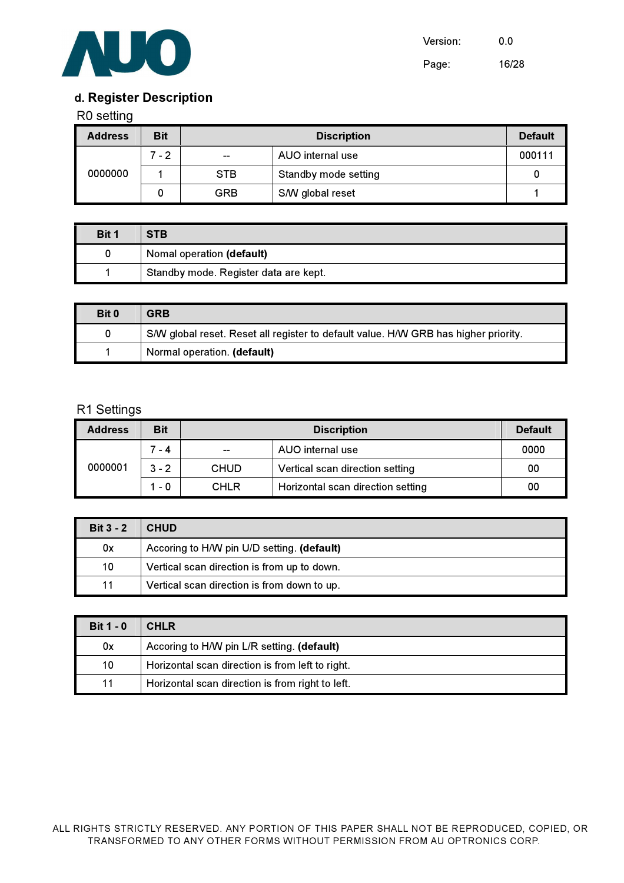### d. Register Description

R0 setting

| Address | Bit | Discription | | Default |
|---|---|---|---|---|
| 0000000 | 7 - 2 | -- | AUO internal use | 000111 |
| | 1 | STB | Standby mode setting | 0 |
| | 0 | GRB | S/W global reset | 1 |

| Bit 1 | STB |
|---|---|
| 0 | Nomal operation **(default)** |
| 1 | Standby mode. Register data are kept. |

| Bit 0 | GRB |
|---|---|
| 0 | S/W global reset. Reset all register to default value. H/W GRB has higher priority. |
| 1 | Normal operation. **(default)** |

R1 Settings

| Address | Bit | Discription | | Default |
|---|---|---|---|---|
| 0000001 | 7 - 4 | -- | AUO internal use | 0000 |
| | 3 - 2 | CHUD | Vertical scan direction setting | 00 |
| | 1 - 0 | CHLR | Horizontal scan direction setting | 00 |

| Bit 3 - 2 | CHUD |
|---|---|
| 0x | Accoring to H/W pin U/D setting. **(default)** |
| 10 | Vertical scan direction is from up to down. |
| 11 | Vertical scan direction is from down to up. |

| Bit 1 - 0 | CHLR |
|---|---|
| 0x | Accoring to H/W pin L/R setting. **(default)** |
| 10 | Horizontal scan direction is from left to right. |
| 11 | Horizontal scan direction is from right to left. |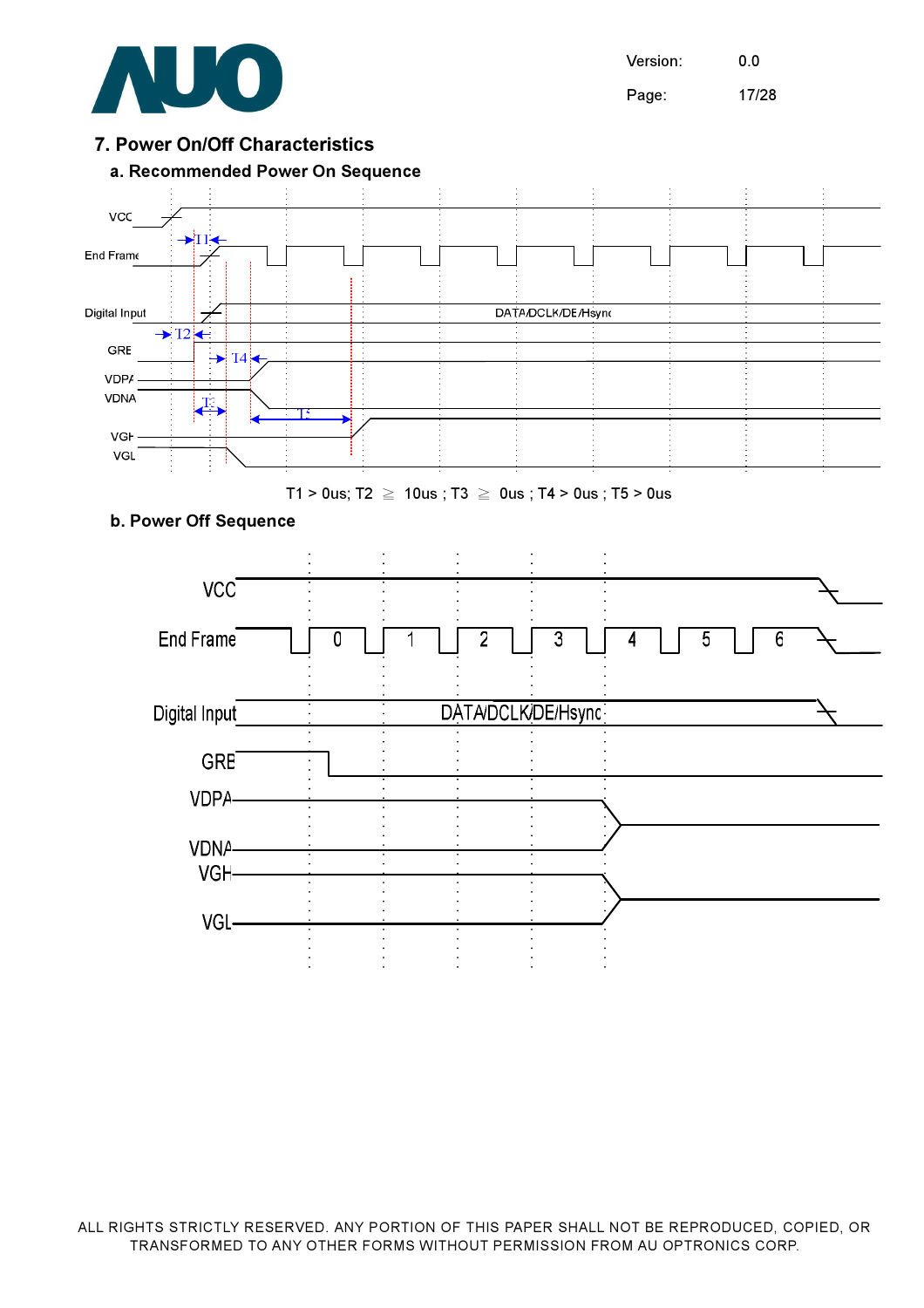## 7. Power On/Off Characteristics

### a. Recommended Power On Sequence

VCC

End Frame

Digital Input — DATA/DCLK/DE/Hsync

GRE

VDPA

VDNA

VGH

VGL

T1 > 0us; T2 ≧ 10us ; T3 ≧ 0us ; T4 > 0us ; T5 > 0us

### b. Power Off Sequence

VCC

End Frame — 0 1 2 3 4 5 6

Digital Input — DATA/DCLK/DE/Hsync

GRE

VDPA

VDNA

VGH

VGL

ALL RIGHTS STRICTLY RESERVED. ANY PORTION OF THIS PAPER SHALL NOT BE REPRODUCED, COPIED, OR TRANSFORMED TO ANY OTHER FORMS WITHOUT PERMISSION FROM AU OPTRONICS CORP.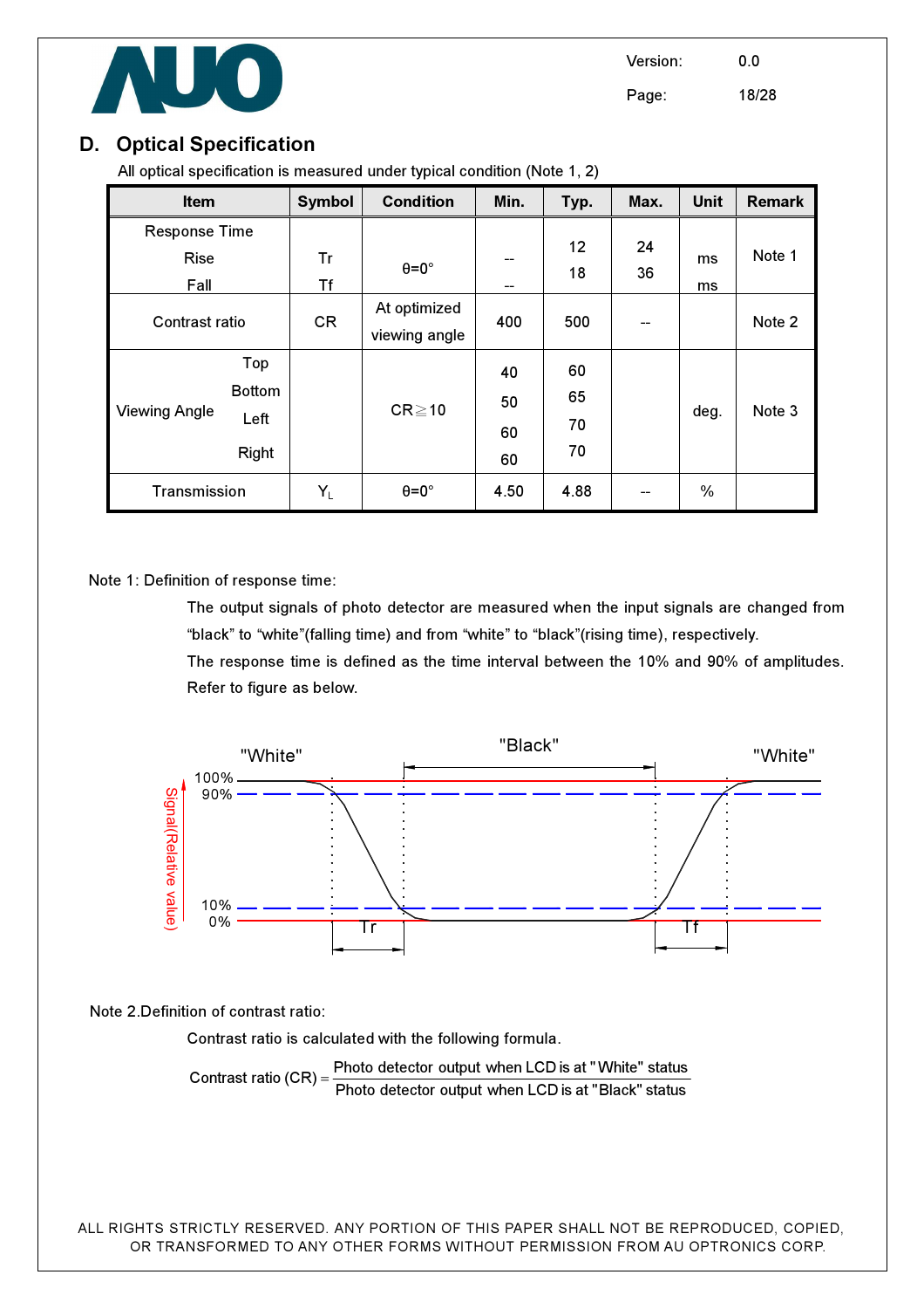## D. Optical Specification

All optical specification is measured under typical condition (Note 1, 2)

| Item | | Symbol | Condition | Min. | Typ. | Max. | Unit | Remark |
|---|---|---|---|---|---|---|---|---|
| Response Time | Rise | Tr | θ=0° | -- | 12 | 24 | ms | Note 1 |
| | Fall | Tf | | -- | 18 | 36 | ms | |
| Contrast ratio | | CR | At optimized viewing angle | 400 | 500 | -- | | Note 2 |
| Viewing Angle | Top | | CR≧10 | 40 | 60 | | deg. | Note 3 |
| | Bottom | | | 50 | 65 | | | |
| | Left | | | 60 | 70 | | | |
| | Right | | | 60 | 70 | | | |
| Transmission | | $Y_L$ | θ=0° | 4.50 | 4.88 | -- | % | |

Note 1: Definition of response time:

The output signals of photo detector are measured when the input signals are changed from "black" to "white"(falling time) and from "white" to "black"(rising time), respectively.

The response time is defined as the time interval between the 10% and 90% of amplitudes. Refer to figure as below.

"White" "Black" "White"

Signal(Relative value): 100%, 90%, 10%, 0% — Tr, Tf

Note 2.Definition of contrast ratio:

Contrast ratio is calculated with the following formula.

$$\text{Contrast ratio (CR)} = \frac{\text{Photo detector output when LCD is at "White" status}}{\text{Photo detector output when LCD is at "Black" status}}$$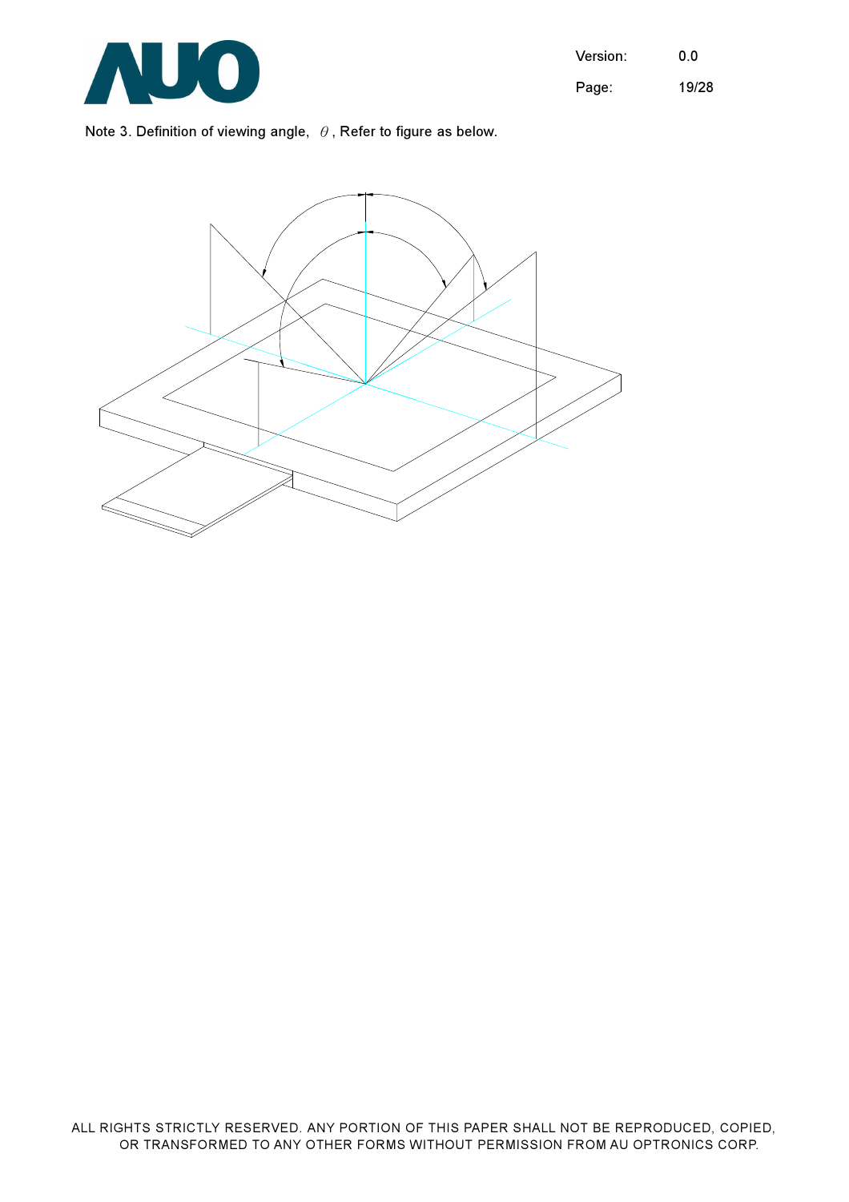Note 3. Definition of viewing angle, $\theta$, Refer to figure as below.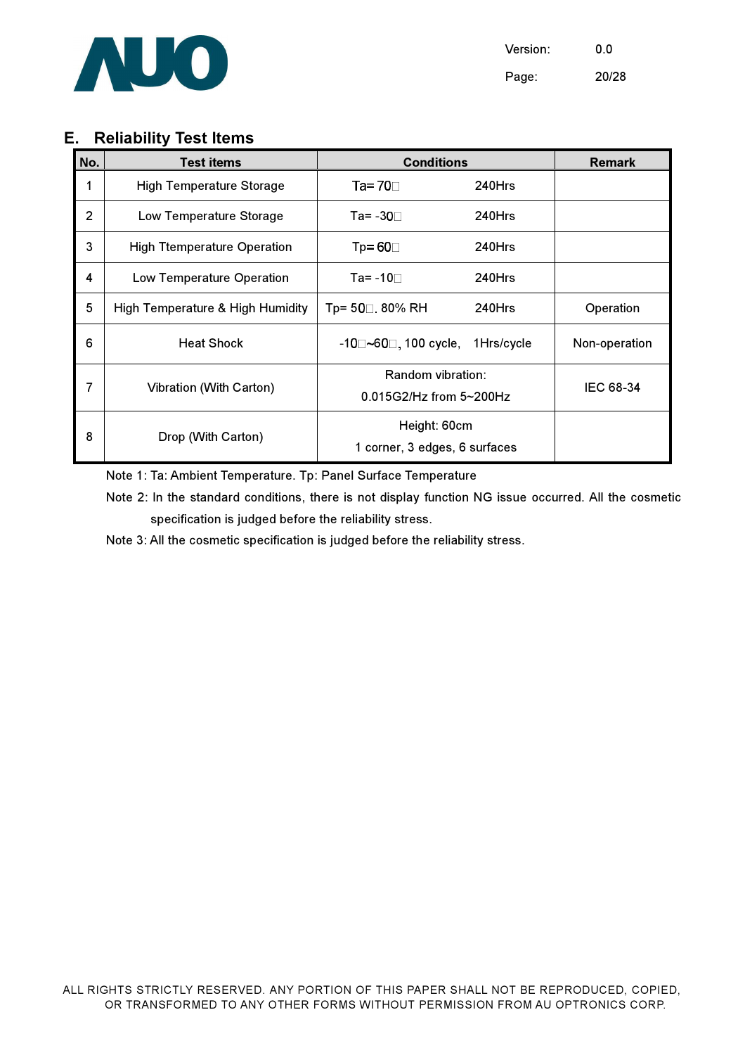## E. Reliability Test Items

| No. | Test items | Conditions | Remark |
|---|---|---|---|
| 1 | High Temperature Storage | Ta= 70□ 240Hrs | |
| 2 | Low Temperature Storage | Ta= -30□ 240Hrs | |
| 3 | High Ttemperature Operation | Tp= 60□ 240Hrs | |
| 4 | Low Temperature Operation | Ta= -10□ 240Hrs | |
| 5 | High Temperature & High Humidity | Tp= 50□. 80% RH 240Hrs | Operation |
| 6 | Heat Shock | -10□~60□, 100 cycle, 1Hrs/cycle | Non-operation |
| 7 | Vibration (With Carton) | Random vibration:<br>0.015G2/Hz from 5~200Hz | IEC 68-34 |
| 8 | Drop (With Carton) | Height: 60cm<br>1 corner, 3 edges, 6 surfaces | |

Note 1: Ta: Ambient Temperature. Tp: Panel Surface Temperature

Note 2: In the standard conditions, there is not display function NG issue occurred. All the cosmetic specification is judged before the reliability stress.

Note 3: All the cosmetic specification is judged before the reliability stress.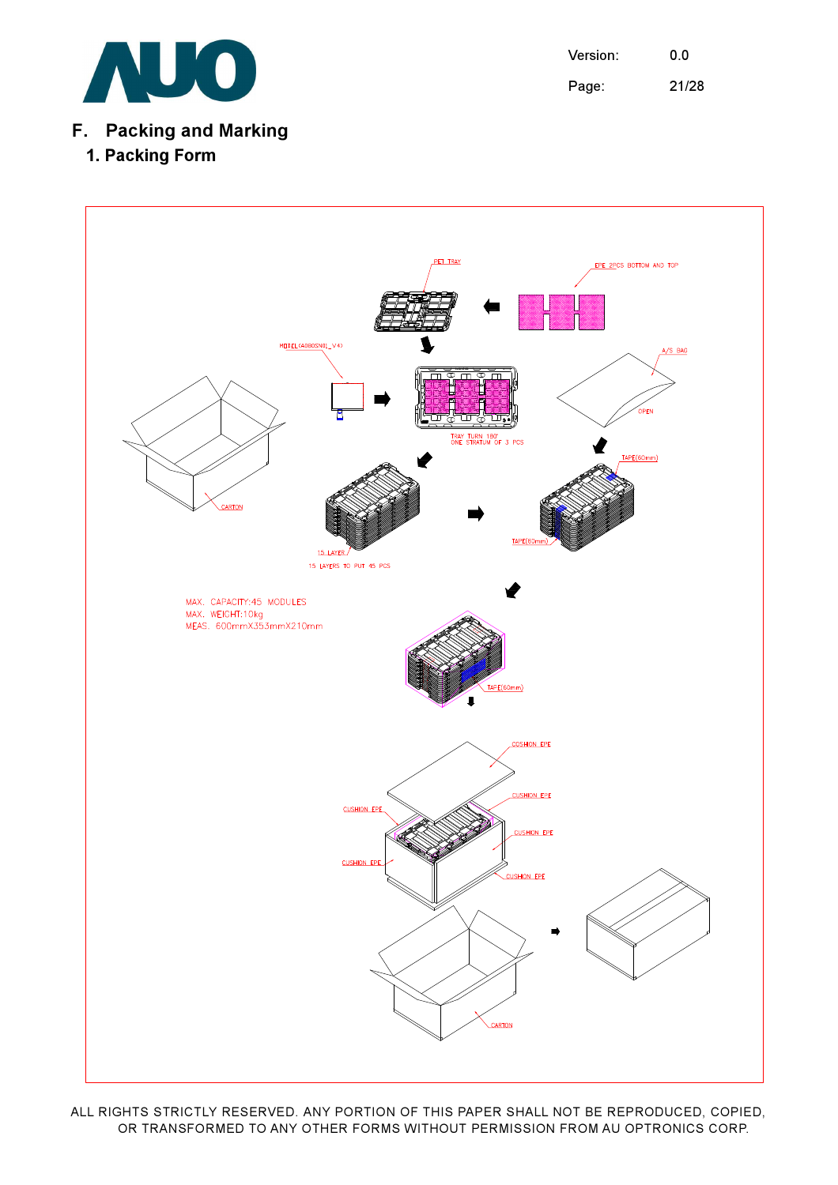# F. Packing and Marking

## 1. Packing Form

MAX. CAPACITY:45 MODULES
MAX. WEIGHT:10kg
MEAS. 600mmX353mmX210mm

ALL RIGHTS STRICTLY RESERVED. ANY PORTION OF THIS PAPER SHALL NOT BE REPRODUCED, COPIED, OR TRANSFORMED TO ANY OTHER FORMS WITHOUT PERMISSION FROM AU OPTRONICS CORP.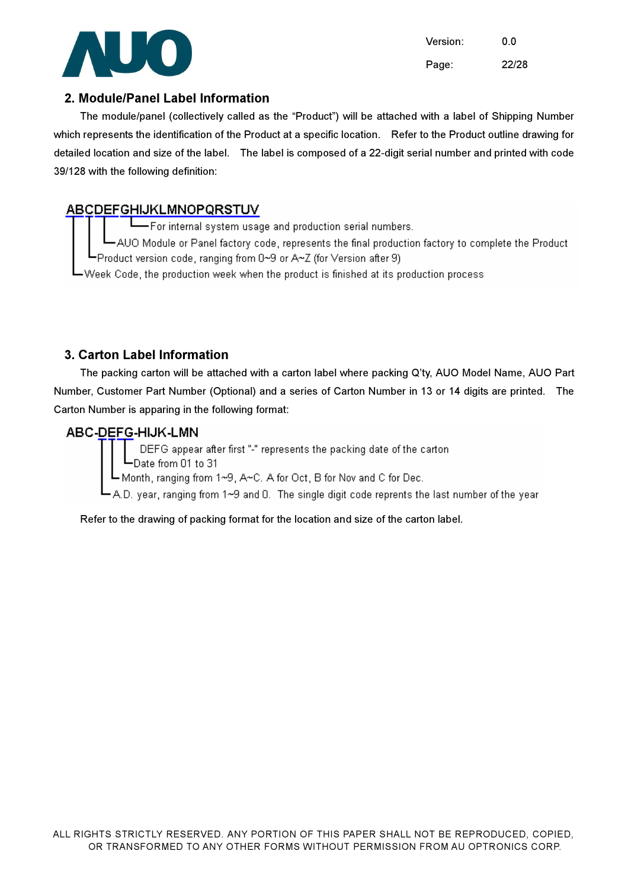## 2. Module/Panel Label Information

The module/panel (collectively called as the "Product") will be attached with a label of Shipping Number which represents the identification of the Product at a specific location. Refer to the Product outline drawing for detailed location and size of the label. The label is composed of a 22-digit serial number and printed with code 39/128 with the following definition:

```
ABCDEFGHIJKLMNOPQRSTUV
│ │ │   └For internal system usage and production serial numbers.
│ │ └AUO Module or Panel factory code, represents the final production factory to complete the Product
│ └Product version code, ranging from 0~9 or A~Z (for Version after 9)
└Week Code, the production week when the product is finished at its production process
```

## 3. Carton Label Information

The packing carton will be attached with a carton label where packing Q'ty, AUO Model Name, AUO Part Number, Customer Part Number (Optional) and a series of Carton Number in 13 or 14 digits are printed. The Carton Number is apparing in the following format:

```
ABC-DEFG-HIJK-LMN
    │ │ │  DEFG appear after first "-" represents the packing date of the carton
    │ │ └Date from 01 to 31
    │ └Month, ranging from 1~9, A~C. A for Oct, B for Nov and C for Dec.
    └A.D. year, ranging from 1~9 and 0. The single digit code reprents the last number of the year
```

Refer to the drawing of packing format for the location and size of the carton label.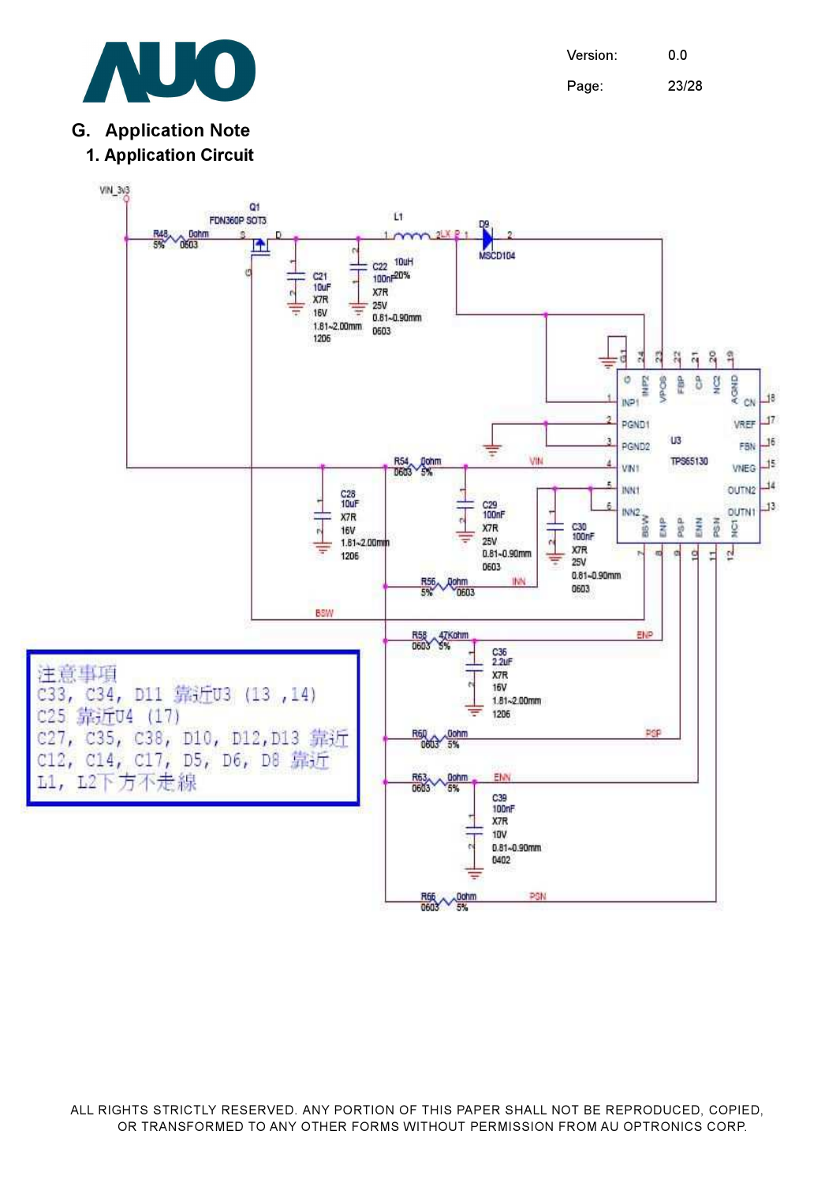## G. Application Note

### 1. Application Circuit

注意事項
C33, C34, D11 靠近U3 (13 ,14)
C25 靠近U4 (17)
C27, C35, C38, D10, D12,D13 靠近
C12, C14, C17, D5, D6, D8 靠近
L1, L2下方不走線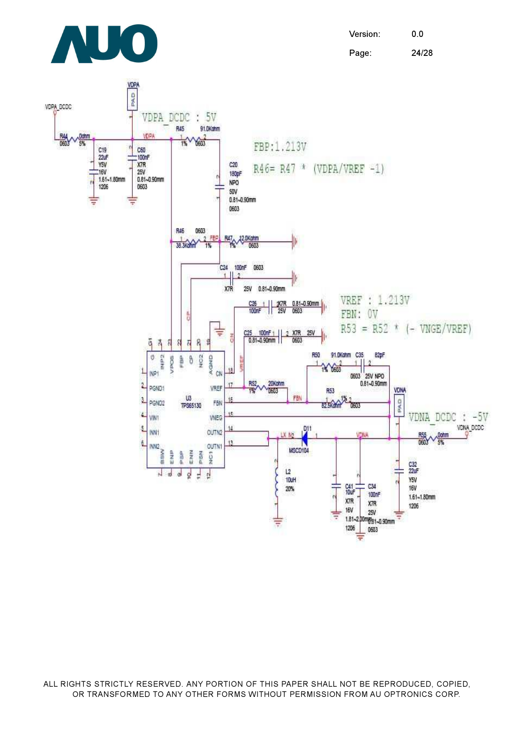VDPA_DCDC : 5V

FBP:1.213V

R46= R47 * (VDPA/VREF -1)

VREF : 1.213V

FBN: 0V

R53 = R52 * (- VNGE/VREF)

VDNA_DCDC : -5V

VDPA_DCDC

VDPA

PAD

R44 0ohm 0603 5%

C19 22uF Y5V 16V 1.61~1.80mm 1206

C60 100nF X7R 25V 0.81~0.90mm 0603

R45 91.0Kohm 1% 0603

C20 180pF NPO 50V 0.81~0.90mm 0603

R46 0603 38.3Kohm 1%

FBP

R47 12.0Kohm 1% 0603

C24 100nF 0603 X7R 25V 0.81~0.90mm

C26 100nF X7R 25V 0.81~0.90mm 0603

C25 100nF 0.81~0.90mm X7R 25V 0603

R50 91.0Kohm 1% 0603

C35 82pF 0603 25V NPO 0.81~0.90mm

R52 20Kohm 1% 0603

R53 82.5Kohm 1% 0603

FBN

VDNA

U3 TPS65130

INP1, PGND1, PGND2, VIN1, INN1, INN2, G, INP2, VPOS, FBP, CP, NC2, AGND, CN, VREF, FBN, VNEG, OUTN2, OUTN1, BSW, ENP, PSP, ENN, PSN, NC1

LX_N2

D11 MSCD104

L2 10uH 20%

C41 10uF X7R 16V 1.81~2.00mm 1206

C34 100nF X7R 25V 0.81~0.90mm 0603

R55 0ohm 0603 5%

VDNA_DCDC

C32 22uF Y5V 16V 1.61~1.80mm 1206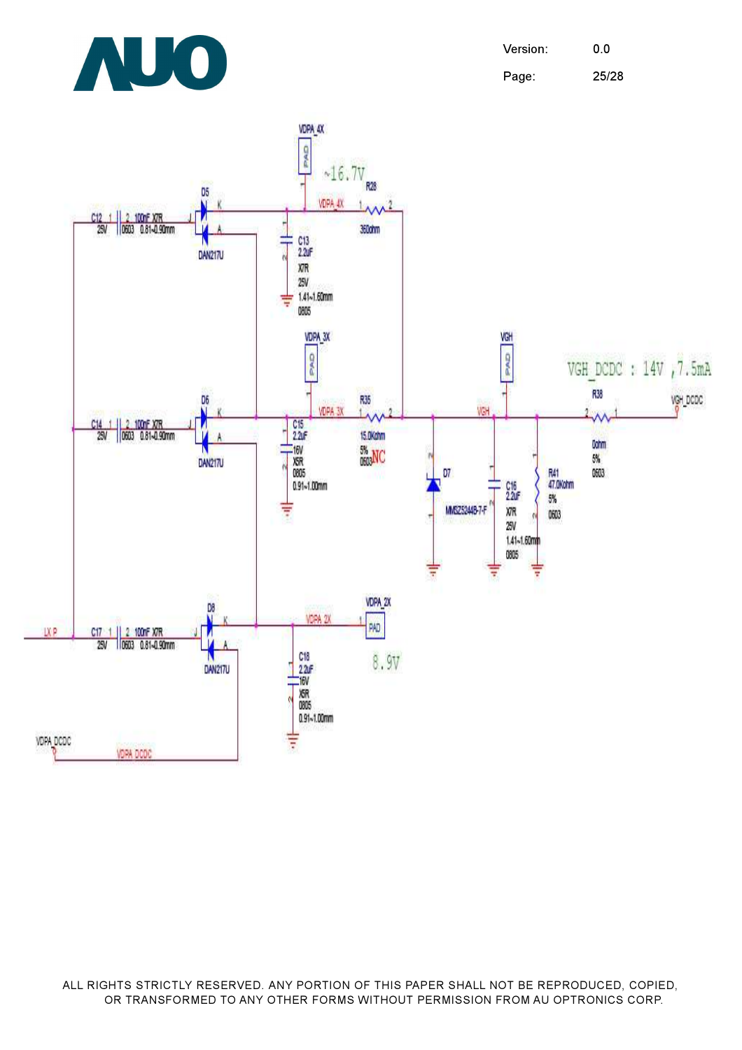VDPA_4X

~16.7V

VDPA_3X

VGH

VGH_DCDC : 14V ,7.5mA

VDPA_2X

8.9V

| Ref | Value / Part | Details |
|---|---|---|
| C12 | 100nF X7R | 25V, 0603, 0.81~0.90mm |
| C14 | 100nF X7R | 25V, 0603, 0.81~0.90mm |
| C17 | 100nF X7R | 25V, 0603, 0.81~0.90mm |
| D5 | DAN217U | |
| D6 | DAN217U | |
| D8 | DAN217U | |
| C13 | 2.2uF | X7R, 25V, 1.41~1.60mm, 0805 |
| C15 | 2.2uF | 16V, X5R, 0805, 0.91~1.00mm |
| C18 | 2.2uF | 16V, X5R, 0805, 0.91~1.00mm |
| C16 | 2.2uF | X7R, 25V, 1.41~1.60mm, 0805 |
| R28 | 360ohm | |
| R35 | 15.0Kohm | 5%, 0603, NC |
| R38 | 0ohm | 5%, 0603 |
| R41 | 47.0Kohm | 5%, 0603 |
| D7 | MMSZ5244B-7-F | |

Nets: LX_P, VDPA_DCDC, VDPA_4X, VDPA_3X, VDPA_2X, VGH, VGH_DCDC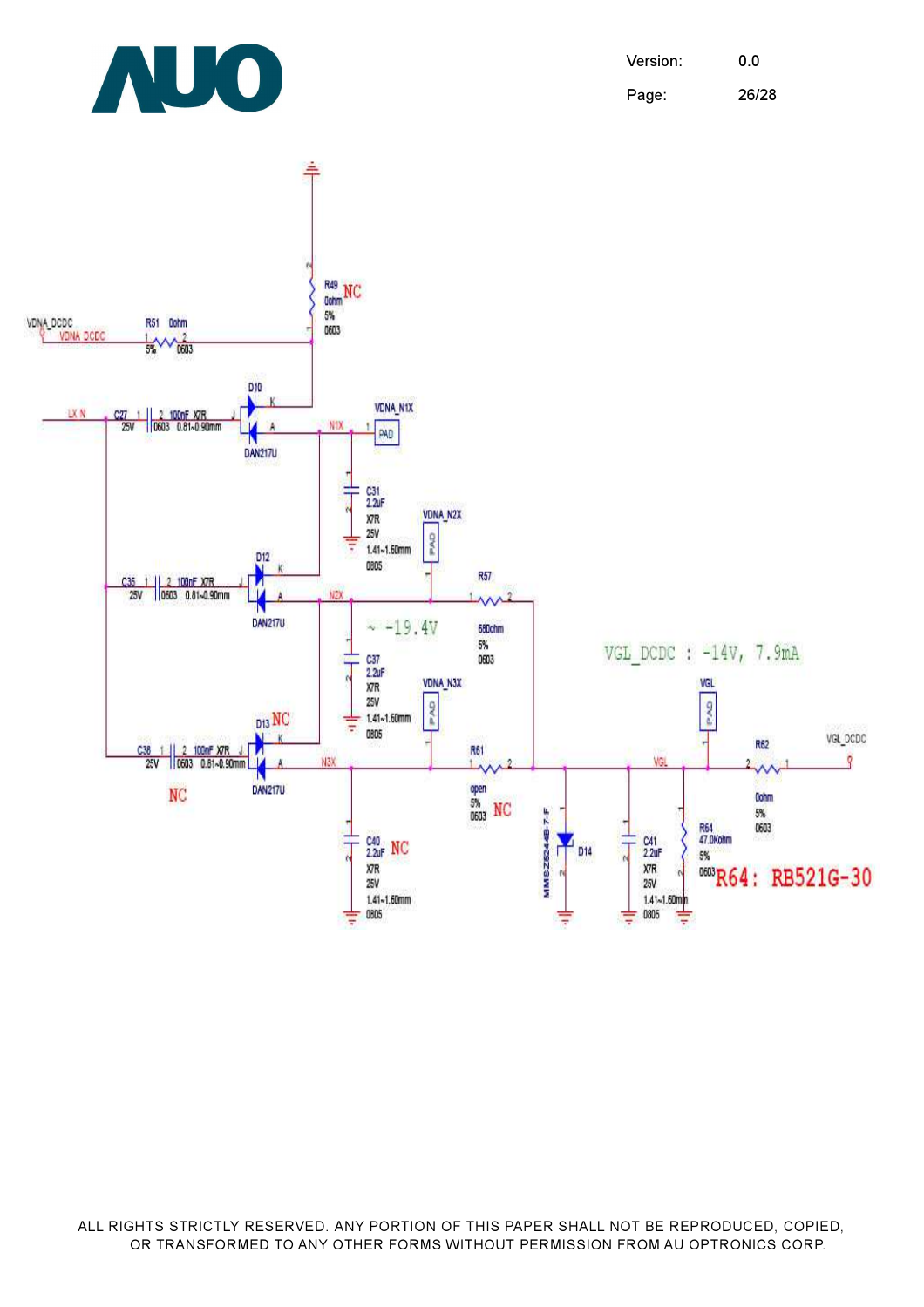VDNA_DCDC

R51 0ohm 5% 0603

R49 0ohm 5% 0603 NC

LX_N

C27 100nF X7R 25V 0603 0.81~0.90mm

D10 DAN217U

N1X

VDNA_N1X PAD

C31 2.2uF X7R 25V 1.41~1.60mm 0805

C35 100nF X7R 25V 0603 0.81~0.90mm

D12 DAN217U

N2X

VDNA_N2X PAD

~ -19.4V

C37 2.2uF X7R 25V 1.41~1.60mm 0805

R57 680ohm 5% 0603

C38 100nF X7R 25V 0603 0.81~0.90mm NC

D13 DAN217U NC

N3X

VDNA_N3X PAD

C40 2.2uF X7R 25V 1.41~1.60mm 0805 NC

R61 open 5% 0603 NC

D14 MMSZ5248B-7-F

VGL

C41 2.2uF X7R 25V 1.41~1.60mm 0805

R64 47.0Kohm 5% 0603

VGL PAD

R62 0ohm 5% 0603

VGL_DCDC

VGL_DCDC : -14V, 7.9mA

R64: RB521G-30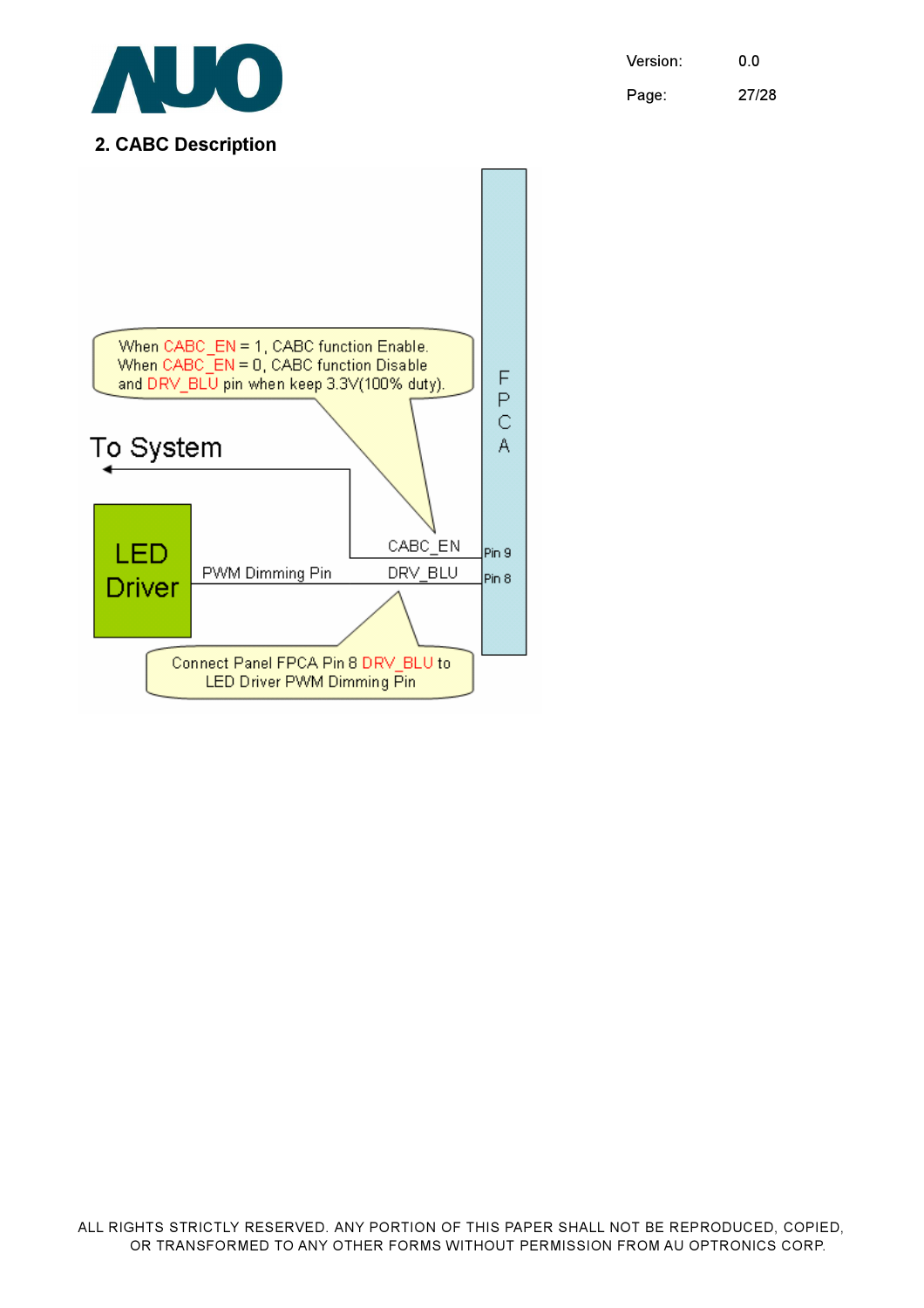## 2. CABC Description

When CABC_EN = 1, CABC function Enable.
When CABC_EN = 0, CABC function Disable and DRV_BLU pin when keep 3.3V(100% duty).

To System

LED Driver

PWM Dimming Pin

CABC_EN

DRV_BLU

Pin 9

Pin 8

FPCA

Connect Panel FPCA Pin 8 DRV_BLU to LED Driver PWM Dimming Pin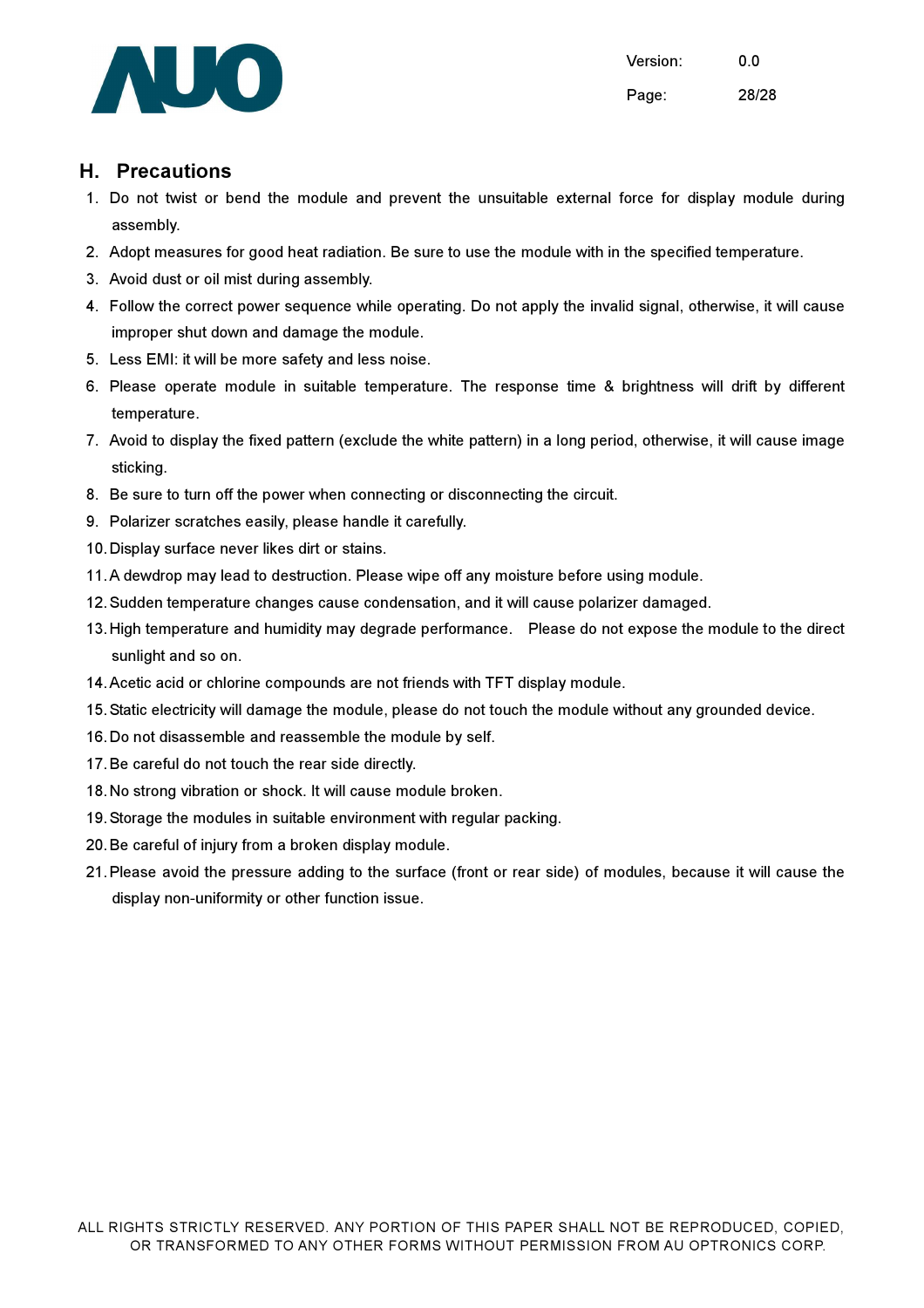## H. Precautions

1. Do not twist or bend the module and prevent the unsuitable external force for display module during assembly.
2. Adopt measures for good heat radiation. Be sure to use the module with in the specified temperature.
3. Avoid dust or oil mist during assembly.
4. Follow the correct power sequence while operating. Do not apply the invalid signal, otherwise, it will cause improper shut down and damage the module.
5. Less EMI: it will be more safety and less noise.
6. Please operate module in suitable temperature. The response time & brightness will drift by different temperature.
7. Avoid to display the fixed pattern (exclude the white pattern) in a long period, otherwise, it will cause image sticking.
8. Be sure to turn off the power when connecting or disconnecting the circuit.
9. Polarizer scratches easily, please handle it carefully.
10. Display surface never likes dirt or stains.
11. A dewdrop may lead to destruction. Please wipe off any moisture before using module.
12. Sudden temperature changes cause condensation, and it will cause polarizer damaged.
13. High temperature and humidity may degrade performance. Please do not expose the module to the direct sunlight and so on.
14. Acetic acid or chlorine compounds are not friends with TFT display module.
15. Static electricity will damage the module, please do not touch the module without any grounded device.
16. Do not disassemble and reassemble the module by self.
17. Be careful do not touch the rear side directly.
18. No strong vibration or shock. It will cause module broken.
19. Storage the modules in suitable environment with regular packing.
20. Be careful of injury from a broken display module.
21. Please avoid the pressure adding to the surface (front or rear side) of modules, because it will cause the display non-uniformity or other function issue.